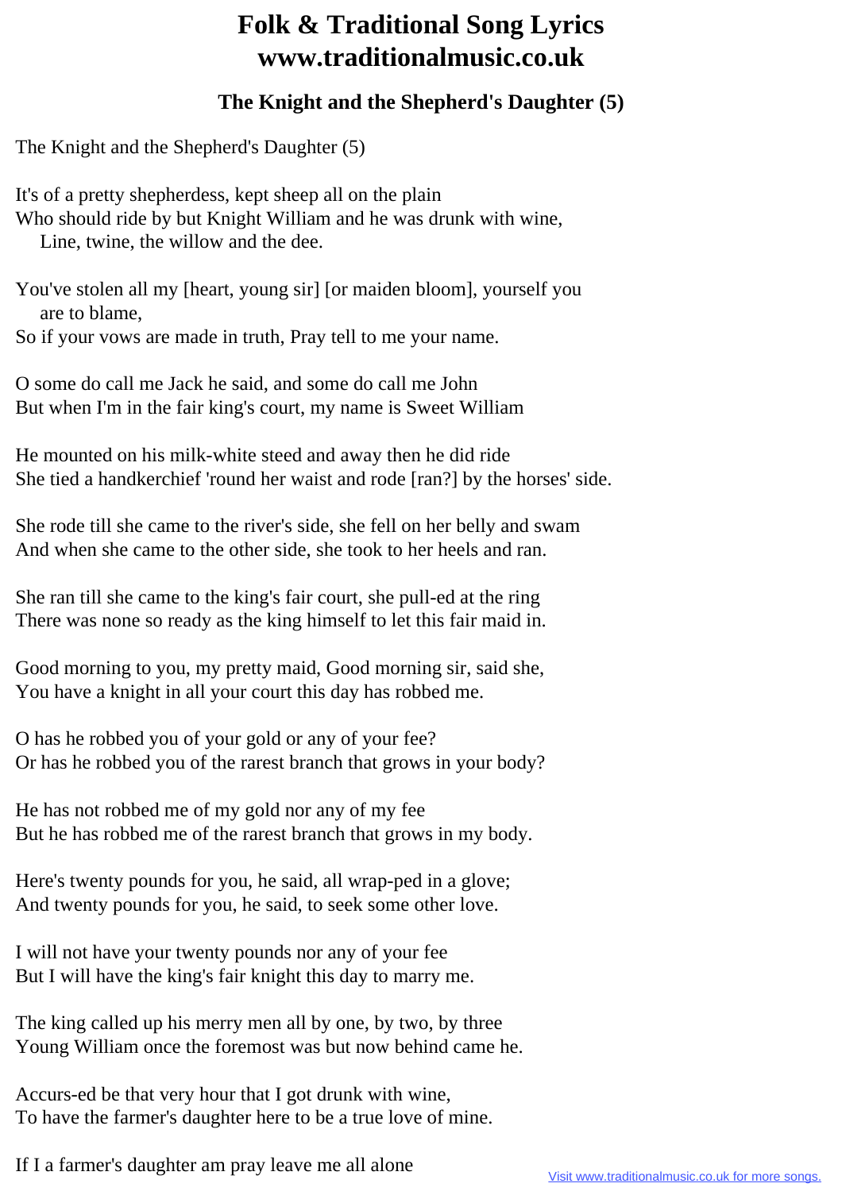# Folk & Traditional Song Lyrics
# www.traditionalmusic.co.uk

## The Knight and the Shepherd's Daughter (5)

The Knight and the Shepherd's Daughter (5)

It's of a pretty shepherdess, kept sheep all on the plain
Who should ride by but Knight William and he was drunk with wine,
    Line, twine, the willow and the dee.

You've stolen all my [heart, young sir] [or maiden bloom], yourself you
    are to blame,
So if your vows are made in truth, Pray tell to me your name.

O some do call me Jack he said, and some do call me John
But when I'm in the fair king's court, my name is Sweet William

He mounted on his milk-white steed and away then he did ride
She tied a handkerchief 'round her waist and rode [ran?] by the horses' side.

She rode till she came to the river's side, she fell on her belly and swam
And when she came to the other side, she took to her heels and ran.

She ran till she came to the king's fair court, she pull-ed at the ring
There was none so ready as the king himself to let this fair maid in.

Good morning to you, my pretty maid, Good morning sir, said she,
You have a knight in all your court this day has robbed me.

O has he robbed you of your gold or any of your fee?
Or has he robbed you of the rarest branch that grows in your body?

He has not robbed me of my gold nor any of my fee
But he has robbed me of the rarest branch that grows in my body.

Here's twenty pounds for you, he said, all wrap-ped in a glove;
And twenty pounds for you, he said, to seek some other love.

I will not have your twenty pounds nor any of your fee
But I will have the king's fair knight this day to marry me.

The king called up his merry men all by one, by two, by three
Young William once the foremost was but now behind came he.

Accurs-ed be that very hour that I got drunk with wine,
To have the farmer's daughter here to be a true love of mine.

If I a farmer's daughter am pray leave me all alone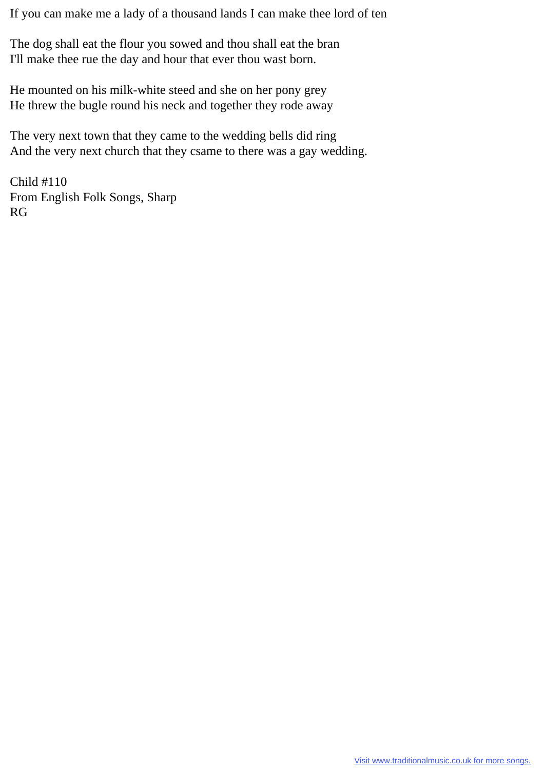If you can make me a lady of a thousand lands I can make thee lord of ten

The dog shall eat the flour you sowed and thou shall eat the bran
I'll make thee rue the day and hour that ever thou wast born.

He mounted on his milk-white steed and she on her pony grey
He threw the bugle round his neck and together they rode away

The very next town that they came to the wedding bells did ring
And the very next church that they csame to there was a gay wedding.

Child #110
From English Folk Songs, Sharp
RG